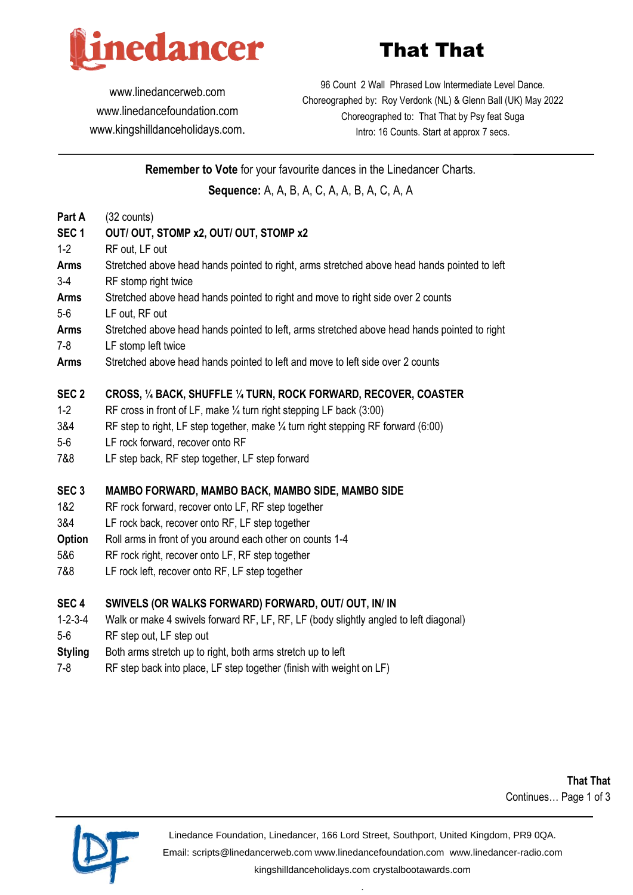# That That

Linedancer

www.linedancerweb.com
www.linedancefoundation.com
www.kingshilldanceholidays.com.

96 Count 2 Wall Phrased Low Intermediate Level Dance.
Choreographed by: Roy Verdonk (NL) & Glenn Ball (UK) May 2022
Choreographed to: That That by Psy feat Suga
Intro: 16 Counts. Start at approx 7 secs.

---

**Remember to Vote** for your favourite dances in the Linedancer Charts.

**Sequence:** A, A, B, A, C, A, A, B, A, C, A, A

**Part A** (32 counts)

**SEC 1 OUT/ OUT, STOMP x2, OUT/ OUT, STOMP x2**

| | |
|---|---|
| 1-2 | RF out, LF out |
| **Arms** | Stretched above head hands pointed to right, arms stretched above head hands pointed to left |
| 3-4 | RF stomp right twice |
| **Arms** | Stretched above head hands pointed to right and move to right side over 2 counts |
| 5-6 | LF out, RF out |
| **Arms** | Stretched above head hands pointed to left, arms stretched above head hands pointed to right |
| 7-8 | LF stomp left twice |
| **Arms** | Stretched above head hands pointed to left and move to left side over 2 counts |

**SEC 2 CROSS, ¼ BACK, SHUFFLE ¼ TURN, ROCK FORWARD, RECOVER, COASTER**

| | |
|---|---|
| 1-2 | RF cross in front of LF, make ¼ turn right stepping LF back (3:00) |
| 3&4 | RF step to right, LF step together, make ¼ turn right stepping RF forward (6:00) |
| 5-6 | LF rock forward, recover onto RF |
| 7&8 | LF step back, RF step together, LF step forward |

**SEC 3 MAMBO FORWARD, MAMBO BACK, MAMBO SIDE, MAMBO SIDE**

| | |
|---|---|
| 1&2 | RF rock forward, recover onto LF, RF step together |
| 3&4 | LF rock back, recover onto RF, LF step together |
| **Option** | Roll arms in front of you around each other on counts 1-4 |
| 5&6 | RF rock right, recover onto LF, RF step together |
| 7&8 | LF rock left, recover onto RF, LF step together |

**SEC 4 SWIVELS (OR WALKS FORWARD) FORWARD, OUT/ OUT, IN/ IN**

| | |
|---|---|
| 1-2-3-4 | Walk or make 4 swivels forward RF, LF, RF, LF (body slightly angled to left diagonal) |
| 5-6 | RF step out, LF step out |
| **Styling** | Both arms stretch up to right, both arms stretch up to left |
| 7-8 | RF step back into place, LF step together (finish with weight on LF) |

**That That**
Continues…

Linedance Foundation, Linedancer, 166 Lord Street, Southport, United Kingdom, PR9 0QA.
Email: scripts@linedancerweb.com www.linedancefoundation.com www.linedancer-radio.com
kingshilldanceholidays.com crystalbootawards.com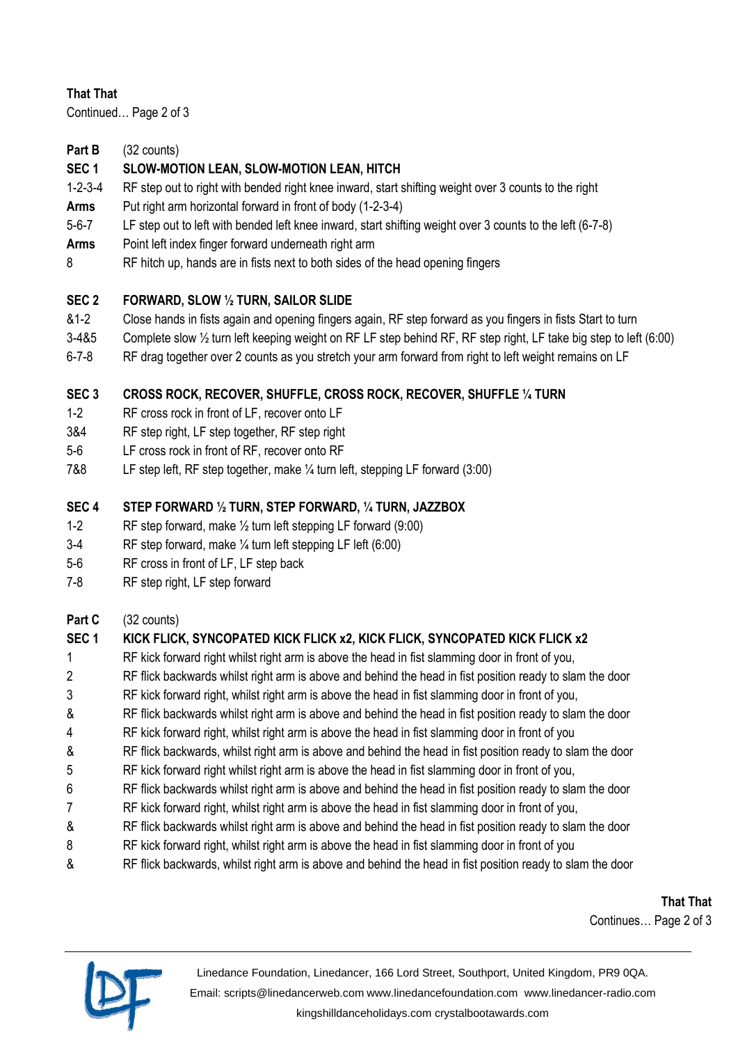**Part B** (32 counts)

**SEC 1 SLOW-MOTION LEAN, SLOW-MOTION LEAN, HITCH**

| | |
|---|---|
| 1-2-3-4 | RF step out to right with bended right knee inward, start shifting weight over 3 counts to the right |
| **Arms** | Put right arm horizontal forward in front of body (1-2-3-4) |
| 5-6-7 | LF step out to left with bended left knee inward, start shifting weight over 3 counts to the left (6-7-8) |
| **Arms** | Point left index finger forward underneath right arm |
| 8 | RF hitch up, hands are in fists next to both sides of the head opening fingers |

**SEC 2 FORWARD, SLOW ½ TURN, SAILOR SLIDE**

| | |
|---|---|
| &1-2 | Close hands in fists again and opening fingers again, RF step forward as you fingers in fists Start to turn |
| 3-4&5 | Complete slow ½ turn left keeping weight on RF LF step behind RF, RF step right, LF take big step to left (6:00) |
| 6-7-8 | RF drag together over 2 counts as you stretch your arm forward from right to left weight remains on LF |

**SEC 3 CROSS ROCK, RECOVER, SHUFFLE, CROSS ROCK, RECOVER, SHUFFLE ¼ TURN**

| | |
|---|---|
| 1-2 | RF cross rock in front of LF, recover onto LF |
| 3&4 | RF step right, LF step together, RF step right |
| 5-6 | LF cross rock in front of RF, recover onto RF |
| 7&8 | LF step left, RF step together, make ¼ turn left, stepping LF forward (3:00) |

**SEC 4 STEP FORWARD ½ TURN, STEP FORWARD, ¼ TURN, JAZZBOX**

| | |
|---|---|
| 1-2 | RF step forward, make ½ turn left stepping LF forward (9:00) |
| 3-4 | RF step forward, make ¼ turn left stepping LF left (6:00) |
| 5-6 | RF cross in front of LF, LF step back |
| 7-8 | RF step right, LF step forward |

**Part C** (32 counts)

**SEC 1 KICK FLICK, SYNCOPATED KICK FLICK x2, KICK FLICK, SYNCOPATED KICK FLICK x2**

| | |
|---|---|
| 1 | RF kick forward right whilst right arm is above the head in fist slamming door in front of you, |
| 2 | RF flick backwards whilst right arm is above and behind the head in fist position ready to slam the door |
| 3 | RF kick forward right, whilst right arm is above the head in fist slamming door in front of you, |
| & | RF flick backwards whilst right arm is above and behind the head in fist position ready to slam the door |
| 4 | RF kick forward right, whilst right arm is above the head in fist slamming door in front of you |
| & | RF flick backwards, whilst right arm is above and behind the head in fist position ready to slam the door |
| 5 | RF kick forward right whilst right arm is above the head in fist slamming door in front of you, |
| 6 | RF flick backwards whilst right arm is above and behind the head in fist position ready to slam the door |
| 7 | RF kick forward right, whilst right arm is above the head in fist slamming door in front of you, |
| & | RF flick backwards whilst right arm is above and behind the head in fist position ready to slam the door |
| 8 | RF kick forward right, whilst right arm is above the head in fist slamming door in front of you |
| & | RF flick backwards, whilst right arm is above and behind the head in fist position ready to slam the door |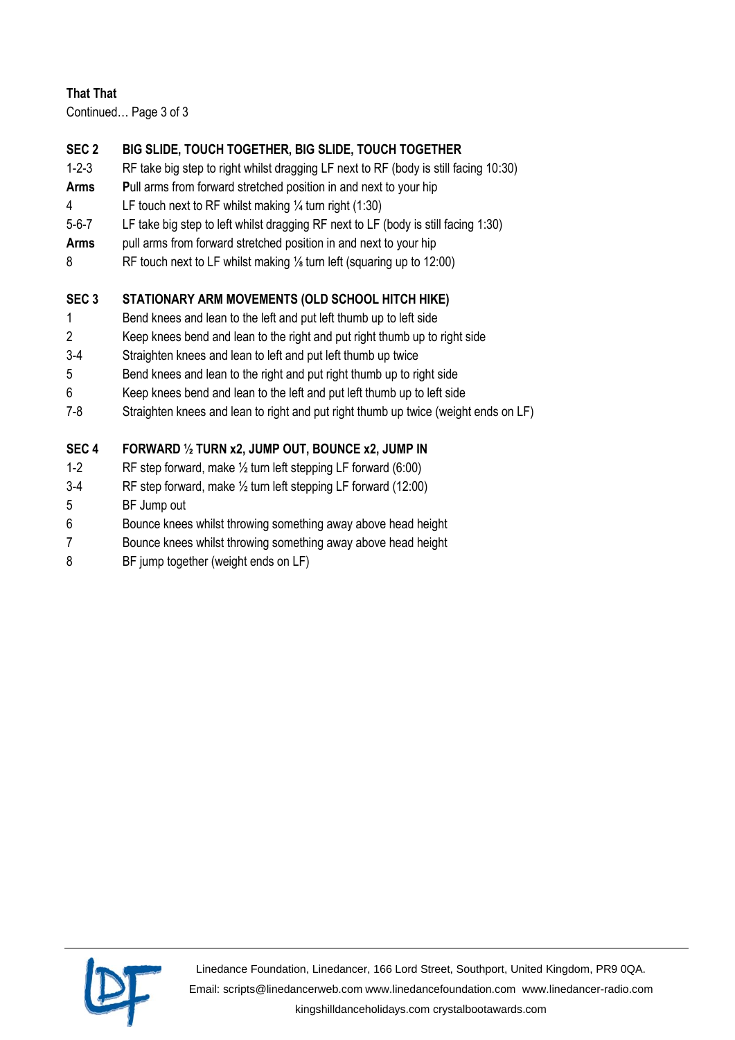**That That**
Continued… Page 3 of 3

**SEC 2 BIG SLIDE, TOUCH TOGETHER, BIG SLIDE, TOUCH TOGETHER**

| | |
|---|---|
| 1-2-3 | RF take big step to right whilst dragging LF next to RF (body is still facing 10:30) |
| **Arms** | **P**ull arms from forward stretched position in and next to your hip |
| 4 | LF touch next to RF whilst making ¼ turn right (1:30) |
| 5-6-7 | LF take big step to left whilst dragging RF next to LF (body is still facing 1:30) |
| **Arms** | pull arms from forward stretched position in and next to your hip |
| 8 | RF touch next to LF whilst making ⅛ turn left (squaring up to 12:00) |

**SEC 3 STATIONARY ARM MOVEMENTS (OLD SCHOOL HITCH HIKE)**

| | |
|---|---|
| 1 | Bend knees and lean to the left and put left thumb up to left side |
| 2 | Keep knees bend and lean to the right and put right thumb up to right side |
| 3-4 | Straighten knees and lean to left and put left thumb up twice |
| 5 | Bend knees and lean to the right and put right thumb up to right side |
| 6 | Keep knees bend and lean to the left and put left thumb up to left side |
| 7-8 | Straighten knees and lean to right and put right thumb up twice (weight ends on LF) |

**SEC 4 FORWARD ½ TURN x2, JUMP OUT, BOUNCE x2, JUMP IN**

| | |
|---|---|
| 1-2 | RF step forward, make ½ turn left stepping LF forward (6:00) |
| 3-4 | RF step forward, make ½ turn left stepping LF forward (12:00) |
| 5 | BF Jump out |
| 6 | Bounce knees whilst throwing something away above head height |
| 7 | Bounce knees whilst throwing something away above head height |
| 8 | BF jump together (weight ends on LF) |

Linedance Foundation, Linedancer, 166 Lord Street, Southport, United Kingdom, PR9 0QA.
Email: scripts@linedancerweb.com www.linedancefoundation.com www.linedancer-radio.com
kingshilldanceholidays.com crystalbootawards.com